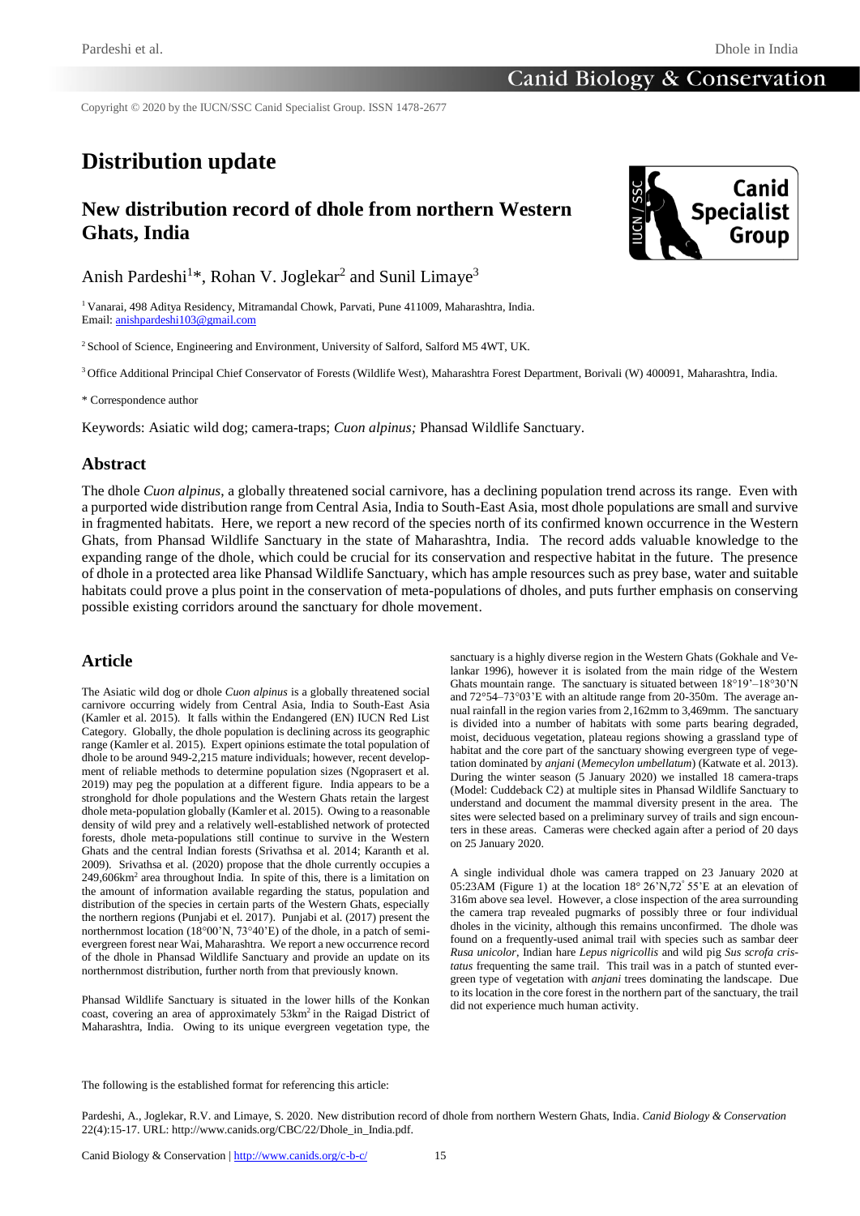Copyright © 2020 by the IUCN/SSC Canid Specialist Group. ISSN 1478-2677

# Distribution update

## New distribution record of dhole from northern Western Ghats, India

Anish Pardeshi[1]*, Rohan V. Joglekar[2] and Sunil Limaye[3]

[1] Vanarai, 498 Aditya Residency, Mitramandal Chowk, Parvati, Pune 411009, Maharashtra, India. Email: anishpardeshi103@gmail.com

[2] School of Science, Engineering and Environment, University of Salford, Salford M5 4WT, UK.

[3] Office Additional Principal Chief Conservator of Forests (Wildlife West), Maharashtra Forest Department, Borivali (W) 400091, Maharashtra, India.

\* Correspondence author

Keywords: Asiatic wild dog; camera-traps; *Cuon alpinus;* Phansad Wildlife Sanctuary.

## Abstract

The dhole *Cuon alpinus*, a globally threatened social carnivore, has a declining population trend across its range. Even with a purported wide distribution range from Central Asia, India to South-East Asia, most dhole populations are small and survive in fragmented habitats. Here, we report a new record of the species north of its confirmed known occurrence in the Western Ghats, from Phansad Wildlife Sanctuary in the state of Maharashtra, India. The record adds valuable knowledge to the expanding range of the dhole, which could be crucial for its conservation and respective habitat in the future. The presence of dhole in a protected area like Phansad Wildlife Sanctuary, which has ample resources such as prey base, water and suitable habitats could prove a plus point in the conservation of meta-populations of dholes, and puts further emphasis on conserving possible existing corridors around the sanctuary for dhole movement.

## Article

The Asiatic wild dog or dhole *Cuon alpinus* is a globally threatened social carnivore occurring widely from Central Asia, India to South-East Asia (Kamler et al. 2015). It falls within the Endangered (EN) IUCN Red List Category. Globally, the dhole population is declining across its geographic range (Kamler et al. 2015). Expert opinions estimate the total population of dhole to be around 949-2,215 mature individuals; however, recent development of reliable methods to determine population sizes (Ngoprasert et al. 2019) may peg the population at a different figure. India appears to be a stronghold for dhole populations and the Western Ghats retain the largest dhole meta-population globally (Kamler et al. 2015). Owing to a reasonable density of wild prey and a relatively well-established network of protected forests, dhole meta-populations still continue to survive in the Western Ghats and the central Indian forests (Srivathsa et al. 2014; Karanth et al. 2009). Srivathsa et al. (2020) propose that the dhole currently occupies a 249,606km$^2$ area throughout India. In spite of this, there is a limitation on the amount of information available regarding the status, population and distribution of the species in certain parts of the Western Ghats, especially the northern regions (Punjabi et el. 2017). Punjabi et al. (2017) present the northernmost location (18°00'N, 73°40'E) of the dhole, in a patch of semi-evergreen forest near Wai, Maharashtra. We report a new occurrence record of the dhole in Phansad Wildlife Sanctuary and provide an update on its northernmost distribution, further north from that previously known.

Phansad Wildlife Sanctuary is situated in the lower hills of the Konkan coast, covering an area of approximately 53km$^2$ in the Raigad District of Maharashtra, India. Owing to its unique evergreen vegetation type, the sanctuary is a highly diverse region in the Western Ghats (Gokhale and Velankar 1996), however it is isolated from the main ridge of the Western Ghats mountain range. The sanctuary is situated between 18°19'–18°30'N and 72°54–73°03'E with an altitude range from 20-350m. The average annual rainfall in the region varies from 2,162mm to 3,469mm. The sanctuary is divided into a number of habitats with some parts bearing degraded, moist, deciduous vegetation, plateau regions showing a grassland type of habitat and the core part of the sanctuary showing evergreen type of vegetation dominated by *anjani* (*Memecylon umbellatum*) (Katwate et al. 2013). During the winter season (5 January 2020) we installed 18 camera-traps (Model: Cuddeback C2) at multiple sites in Phansad Wildlife Sanctuary to understand and document the mammal diversity present in the area. The sites were selected based on a preliminary survey of trails and sign encounters in these areas. Cameras were checked again after a period of 20 days on 25 January 2020.

A single individual dhole was camera trapped on 23 January 2020 at 05:23AM (Figure 1) at the location 18° 26'N,72° 55'E at an elevation of 316m above sea level. However, a close inspection of the area surrounding the camera trap revealed pugmarks of possibly three or four individual dholes in the vicinity, although this remains unconfirmed. The dhole was found on a frequently-used animal trail with species such as sambar deer *Rusa unicolor*, Indian hare *Lepus nigricollis* and wild pig *Sus scrofa cristatus* frequenting the same trail. This trail was in a patch of stunted evergreen type of vegetation with *anjani* trees dominating the landscape. Due to its location in the core forest in the northern part of the sanctuary, the trail did not experience much human activity.

The following is the established format for referencing this article:

Pardeshi, A., Joglekar, R.V. and Limaye, S. 2020. New distribution record of dhole from northern Western Ghats, India. *Canid Biology & Conservation* 22(4):15-17. URL: http://www.canids.org/CBC/22/Dhole_in_India.pdf.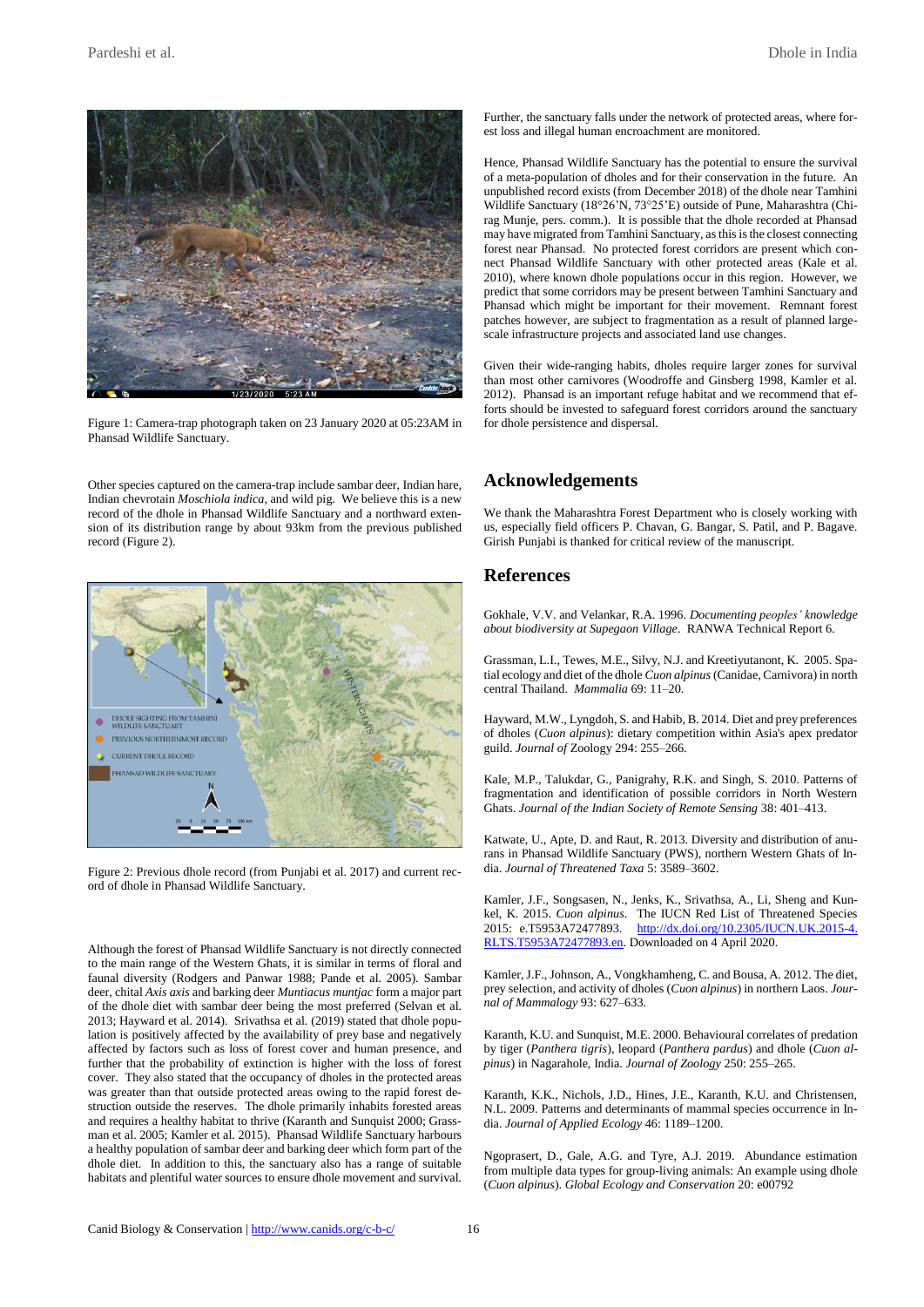Figure 1: Camera-trap photograph taken on 23 January 2020 at 05:23AM in Phansad Wildlife Sanctuary.

Other species captured on the camera-trap include sambar deer, Indian hare, Indian chevrotain *Moschiola indica*, and wild pig. We believe this is a new record of the dhole in Phansad Wildlife Sanctuary and a northward extension of its distribution range by about 93km from the previous published record (Figure 2).

Figure 2: Previous dhole record (from Punjabi et al. 2017) and current record of dhole in Phansad Wildlife Sanctuary.

Although the forest of Phansad Wildlife Sanctuary is not directly connected to the main range of the Western Ghats, it is similar in terms of floral and faunal diversity (Rodgers and Panwar 1988; Pande et al. 2005). Sambar deer, chital *Axis axis* and barking deer *Muntiacus muntjac* form a major part of the dhole diet with sambar deer being the most preferred (Selvan et al. 2013; Hayward et al. 2014). Srivathsa et al. (2019) stated that dhole population is positively affected by the availability of prey base and negatively affected by factors such as loss of forest cover and human presence, and further that the probability of extinction is higher with the loss of forest cover. They also stated that the occupancy of dholes in the protected areas was greater than that outside protected areas owing to the rapid forest destruction outside the reserves. The dhole primarily inhabits forested areas and requires a healthy habitat to thrive (Karanth and Sunquist 2000; Grassman et al. 2005; Kamler et al. 2015). Phansad Wildlife Sanctuary harbours a healthy population of sambar deer and barking deer which form part of the dhole diet. In addition to this, the sanctuary also has a range of suitable habitats and plentiful water sources to ensure dhole movement and survival. Further, the sanctuary falls under the network of protected areas, where forest loss and illegal human encroachment are monitored.

Hence, Phansad Wildlife Sanctuary has the potential to ensure the survival of a meta-population of dholes and for their conservation in the future. An unpublished record exists (from December 2018) of the dhole near Tamhini Wildlife Sanctuary (18°26'N, 73°25'E) outside of Pune, Maharashtra (Chirag Munje, pers. comm.). It is possible that the dhole recorded at Phansad may have migrated from Tamhini Sanctuary, as this is the closest connecting forest near Phansad. No protected forest corridors are present which connect Phansad Wildlife Sanctuary with other protected areas (Kale et al. 2010), where known dhole populations occur in this region. However, we predict that some corridors may be present between Tamhini Sanctuary and Phansad which might be important for their movement. Remnant forest patches however, are subject to fragmentation as a result of planned large-scale infrastructure projects and associated land use changes.

Given their wide-ranging habits, dholes require larger zones for survival than most other carnivores (Woodroffe and Ginsberg 1998, Kamler et al. 2012). Phansad is an important refuge habitat and we recommend that efforts should be invested to safeguard forest corridors around the sanctuary for dhole persistence and dispersal.

## Acknowledgements

We thank the Maharashtra Forest Department who is closely working with us, especially field officers P. Chavan, G. Bangar, S. Patil, and P. Bagave. Girish Punjabi is thanked for critical review of the manuscript.

## References

Gokhale, V.V. and Velankar, R.A. 1996. *Documenting peoples' knowledge about biodiversity at Supegaon Village*. RANWA Technical Report 6.

Grassman, L.I., Tewes, M.E., Silvy, N.J. and Kreetiyutanont, K. 2005. Spatial ecology and diet of the dhole *Cuon alpinus* (Canidae, Carnivora) in north central Thailand. *Mammalia* 69: 11–20.

Hayward, M.W., Lyngdoh, S. and Habib, B. 2014. Diet and prey preferences of dholes (*Cuon alpinus*): dietary competition within Asia's apex predator guild. *Journal of* Zoology 294: 255–266.

Kale, M.P., Talukdar, G., Panigrahy, R.K. and Singh, S. 2010. Patterns of fragmentation and identification of possible corridors in North Western Ghats. *Journal of the Indian Society of Remote Sensing* 38: 401–413.

Katwate, U., Apte, D. and Raut, R. 2013. Diversity and distribution of anurans in Phansad Wildlife Sanctuary (PWS), northern Western Ghats of India. *Journal of Threatened Taxa* 5: 3589–3602.

Kamler, J.F., Songsasen, N., Jenks, K., Srivathsa, A., Li, Sheng and Kunkel, K. 2015. *Cuon alpinus*. The IUCN Red List of Threatened Species 2015: e.T5953A72477893. http://dx.doi.org/10.2305/IUCN.UK.2015-4.RLTS.T5953A72477893.en. Downloaded on 4 April 2020.

Kamler, J.F., Johnson, A., Vongkhamheng, C. and Bousa, A. 2012. The diet, prey selection, and activity of dholes (*Cuon alpinus*) in northern Laos. *Journal of Mammalogy* 93: 627–633.

Karanth, K.U. and Sunquist, M.E. 2000. Behavioural correlates of predation by tiger (*Panthera tigris*), leopard (*Panthera pardus*) and dhole (*Cuon alpinus*) in Nagarahole, India. *Journal of Zoology* 250: 255–265.

Karanth, K.K., Nichols, J.D., Hines, J.E., Karanth, K.U. and Christensen, N.L. 2009. Patterns and determinants of mammal species occurrence in India. *Journal of Applied Ecology* 46: 1189–1200.

Ngoprasert, D., Gale, A.G. and Tyre, A.J. 2019. Abundance estimation from multiple data types for group-living animals: An example using dhole (*Cuon alpinus*). *Global Ecology and Conservation* 20: e00792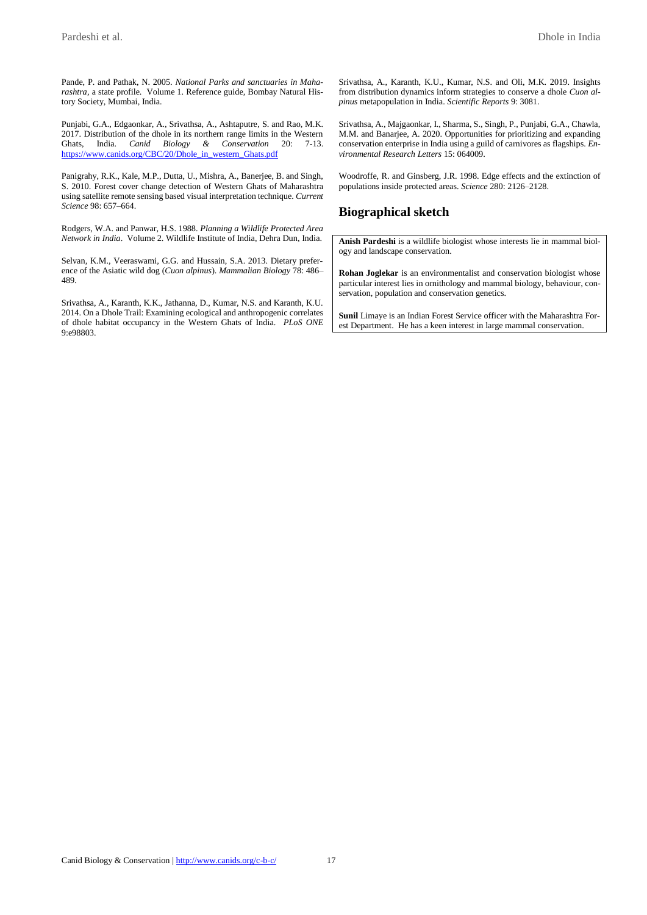Pande, P. and Pathak, N. 2005. *National Parks and sanctuaries in Maharashtra*, a state profile. Volume 1. Reference guide, Bombay Natural History Society, Mumbai, India.

Punjabi, G.A., Edgaonkar, A., Srivathsa, A., Ashtaputre, S. and Rao, M.K. 2017. Distribution of the dhole in its northern range limits in the Western Ghats, India. *Canid Biology & Conservation* 20: 7-13. https://www.canids.org/CBC/20/Dhole_in_western_Ghats.pdf

Panigrahy, R.K., Kale, M.P., Dutta, U., Mishra, A., Banerjee, B. and Singh, S. 2010. Forest cover change detection of Western Ghats of Maharashtra using satellite remote sensing based visual interpretation technique. *Current Science* 98: 657–664.

Rodgers, W.A. and Panwar, H.S. 1988. *Planning a Wildlife Protected Area Network in India*. Volume 2. Wildlife Institute of India, Dehra Dun, India.

Selvan, K.M., Veeraswami, G.G. and Hussain, S.A. 2013. Dietary preference of the Asiatic wild dog (*Cuon alpinus*). *Mammalian Biology* 78: 486–489.

Srivathsa, A., Karanth, K.K., Jathanna, D., Kumar, N.S. and Karanth, K.U. 2014. On a Dhole Trail: Examining ecological and anthropogenic correlates of dhole habitat occupancy in the Western Ghats of India. *PLoS ONE* 9:e98803.

Srivathsa, A., Karanth, K.U., Kumar, N.S. and Oli, M.K. 2019. Insights from distribution dynamics inform strategies to conserve a dhole *Cuon alpinus* metapopulation in India. *Scientific Reports* 9: 3081.

Srivathsa, A., Majgaonkar, I., Sharma, S., Singh, P., Punjabi, G.A., Chawla, M.M. and Banarjee, A. 2020. Opportunities for prioritizing and expanding conservation enterprise in India using a guild of carnivores as flagships. *Environmental Research Letters* 15: 064009.

Woodroffe, R. and Ginsberg, J.R. 1998. Edge effects and the extinction of populations inside protected areas. *Science* 280: 2126–2128.

## Biographical sketch

**Anish Pardeshi** is a wildlife biologist whose interests lie in mammal biology and landscape conservation.

**Rohan Joglekar** is an environmentalist and conservation biologist whose particular interest lies in ornithology and mammal biology, behaviour, conservation, population and conservation genetics.

**Sunil** Limaye is an Indian Forest Service officer with the Maharashtra Forest Department. He has a keen interest in large mammal conservation.